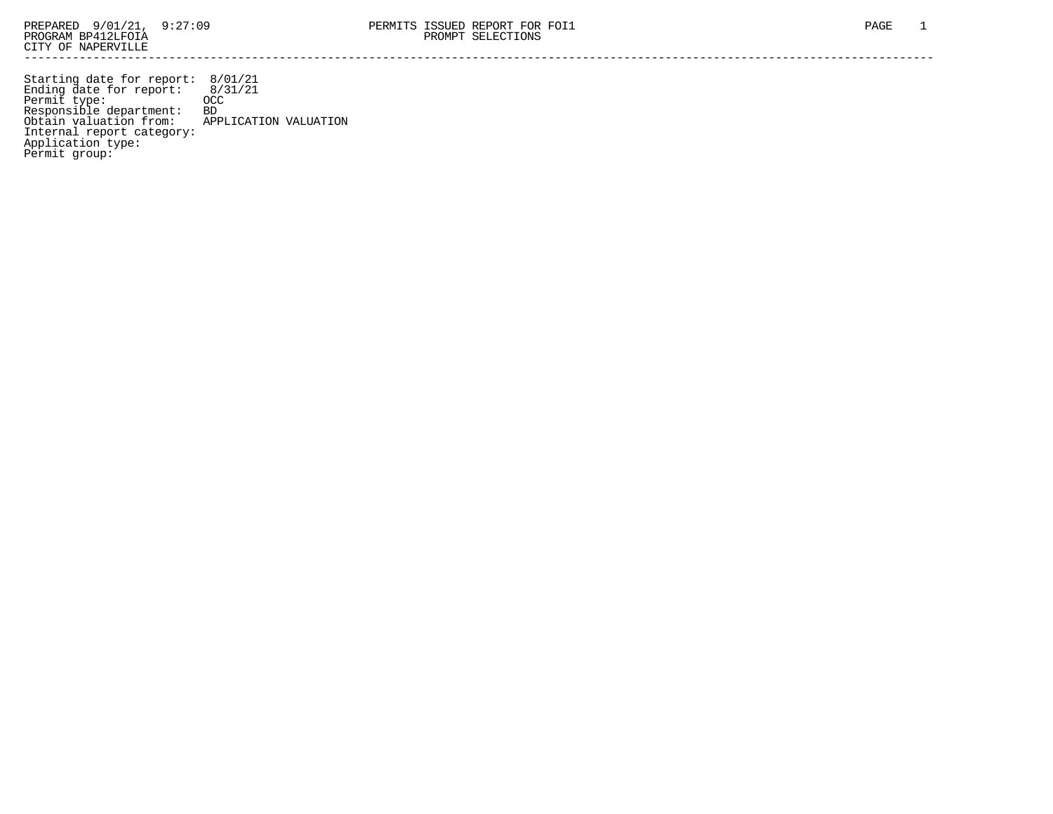PREPARED 9/01/21, 9:27:09
PROGRAM BP412LFOIA
CITY OF NAPERVILLE

PERMITS ISSUED REPORT FOR FOI1
PROMPT SELECTIONS

---

Starting date for report: 8/01/21
Ending date for report: 8/31/21
Permit type: OCC
Responsible department: BD
Obtain valuation from: APPLICATION VALUATION
Internal report category:
Application type:
Permit group: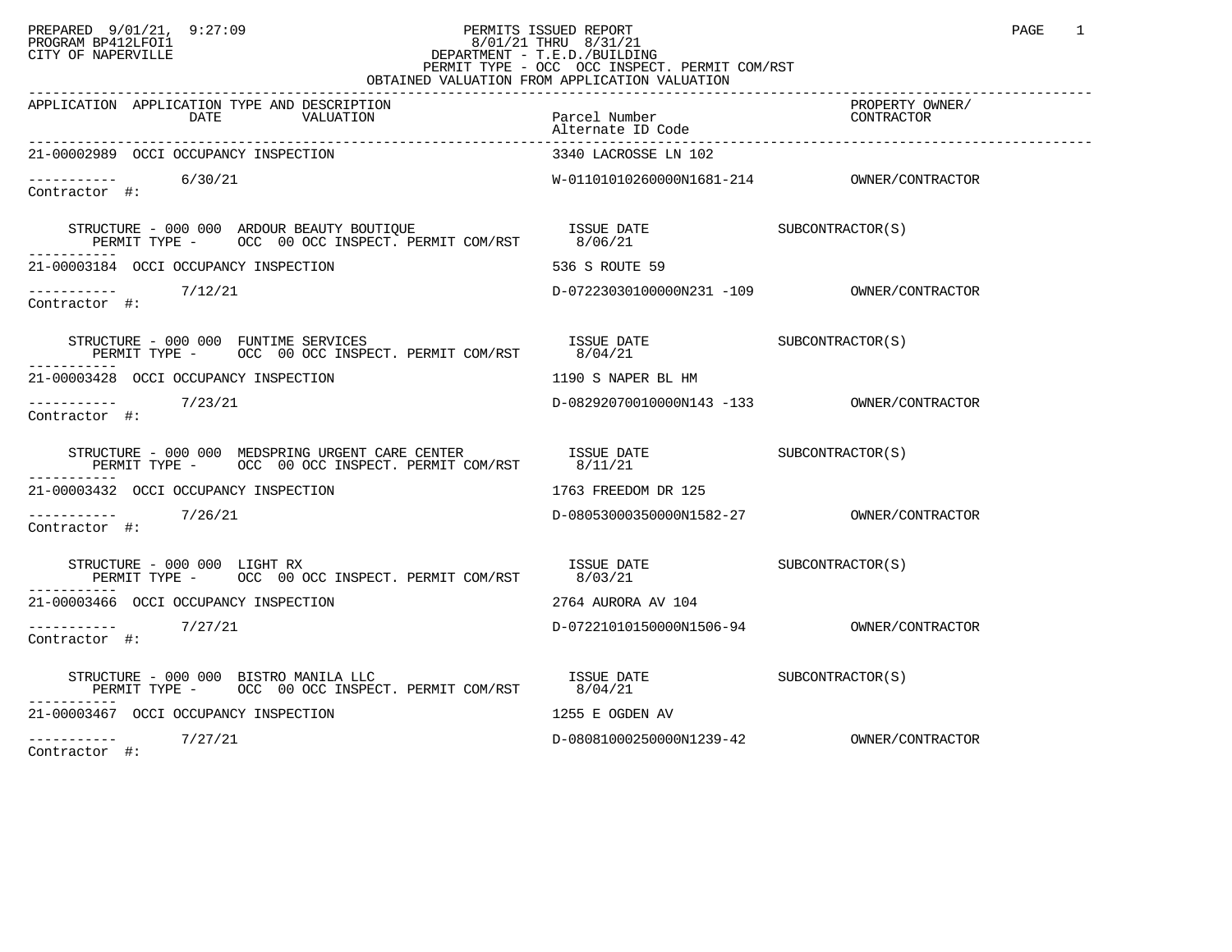PREPARED 9/01/21, 9:27:09
PROGRAM BP412LFOI1
CITY OF NAPERVILLE

PERMITS ISSUED REPORT
8/01/21 THRU 8/31/21
DEPARTMENT - T.E.D./BUILDING
PERMIT TYPE - OCC OCC INSPECT. PERMIT COM/RST
OBTAINED VALUATION FROM APPLICATION VALUATION

| APPLICATION | APPLICATION TYPE AND DESCRIPTION / DATE / VALUATION | Parcel Number / Alternate ID Code | PROPERTY OWNER/ CONTRACTOR |
|---|---|---|---|
| 21-00002989 | OCCI OCCUPANCY INSPECTION | 3340 LACROSSE LN 102 | |
| Contractor #: | 6/30/21 | W-01101010260000N1681-214 | OWNER/CONTRACTOR |
| | STRUCTURE - 000 000 ARDOUR BEAUTY BOUTIQUE / PERMIT TYPE - OCC 00 OCC INSPECT. PERMIT COM/RST | ISSUE DATE 8/06/21 | SUBCONTRACTOR(S) |
| 21-00003184 | OCCI OCCUPANCY INSPECTION | 536 S ROUTE 59 | |
| Contractor #: | 7/12/21 | D-07223030100000N231 -109 | OWNER/CONTRACTOR |
| | STRUCTURE - 000 000 FUNTIME SERVICES / PERMIT TYPE - OCC 00 OCC INSPECT. PERMIT COM/RST | ISSUE DATE 8/04/21 | SUBCONTRACTOR(S) |
| 21-00003428 | OCCI OCCUPANCY INSPECTION | 1190 S NAPER BL HM | |
| Contractor #: | 7/23/21 | D-08292070010000N143 -133 | OWNER/CONTRACTOR |
| | STRUCTURE - 000 000 MEDSPRING URGENT CARE CENTER / PERMIT TYPE - OCC 00 OCC INSPECT. PERMIT COM/RST | ISSUE DATE 8/11/21 | SUBCONTRACTOR(S) |
| 21-00003432 | OCCI OCCUPANCY INSPECTION | 1763 FREEDOM DR 125 | |
| Contractor #: | 7/26/21 | D-08053000350000N1582-27 | OWNER/CONTRACTOR |
| | STRUCTURE - 000 000 LIGHT RX / PERMIT TYPE - OCC 00 OCC INSPECT. PERMIT COM/RST | ISSUE DATE 8/03/21 | SUBCONTRACTOR(S) |
| 21-00003466 | OCCI OCCUPANCY INSPECTION | 2764 AURORA AV 104 | |
| Contractor #: | 7/27/21 | D-07221010150000N1506-94 | OWNER/CONTRACTOR |
| | STRUCTURE - 000 000 BISTRO MANILA LLC / PERMIT TYPE - OCC 00 OCC INSPECT. PERMIT COM/RST | ISSUE DATE 8/04/21 | SUBCONTRACTOR(S) |
| 21-00003467 | OCCI OCCUPANCY INSPECTION | 1255 E OGDEN AV | |
| Contractor #: | 7/27/21 | D-08081000250000N1239-42 | OWNER/CONTRACTOR |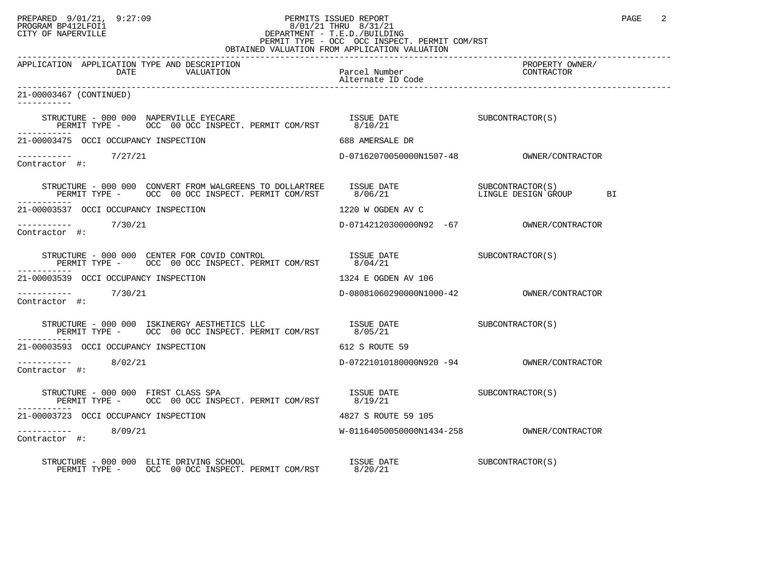PERMITS ISSUED REPORT
8/01/21 THRU 8/31/21
DEPARTMENT - T.E.D./BUILDING
PERMIT TYPE - OCC OCC INSPECT. PERMIT COM/RST
OBTAINED VALUATION FROM APPLICATION VALUATION

| APPLICATION | APPLICATION TYPE AND DESCRIPTION / DATE / VALUATION | Parcel Number / Alternate ID Code | PROPERTY OWNER/ CONTRACTOR |
|---|---|---|---|
| 21-00003467 (CONTINUED) | | | |
| | STRUCTURE - 000 000 NAPERVILLE EYECARE<br>PERMIT TYPE - OCC 00 OCC INSPECT. PERMIT COM/RST | ISSUE DATE 8/10/21 | SUBCONTRACTOR(S) |
| 21-00003475 | OCCI OCCUPANCY INSPECTION | 688 AMERSALE DR | |
| Contractor #: | 7/27/21 | D-07162070050000N1507-48 | OWNER/CONTRACTOR |
| | STRUCTURE - 000 000 CONVERT FROM WALGREENS TO DOLLARTREE<br>PERMIT TYPE - OCC 00 OCC INSPECT. PERMIT COM/RST | ISSUE DATE 8/06/21 | SUBCONTRACTOR(S)<br>LINGLE DESIGN GROUP BI |
| 21-00003537 | OCCI OCCUPANCY INSPECTION | 1220 W OGDEN AV C | |
| Contractor #: | 7/30/21 | D-07142120300000N92 -67 | OWNER/CONTRACTOR |
| | STRUCTURE - 000 000 CENTER FOR COVID CONTROL<br>PERMIT TYPE - OCC 00 OCC INSPECT. PERMIT COM/RST | ISSUE DATE 8/04/21 | SUBCONTRACTOR(S) |
| 21-00003539 | OCCI OCCUPANCY INSPECTION | 1324 E OGDEN AV 106 | |
| Contractor #: | 7/30/21 | D-08081060290000N1000-42 | OWNER/CONTRACTOR |
| | STRUCTURE - 000 000 ISKINERGY AESTHETICS LLC<br>PERMIT TYPE - OCC 00 OCC INSPECT. PERMIT COM/RST | ISSUE DATE 8/05/21 | SUBCONTRACTOR(S) |
| 21-00003593 | OCCI OCCUPANCY INSPECTION | 612 S ROUTE 59 | |
| Contractor #: | 8/02/21 | D-07221010180000N920 -94 | OWNER/CONTRACTOR |
| | STRUCTURE - 000 000 FIRST CLASS SPA<br>PERMIT TYPE - OCC 00 OCC INSPECT. PERMIT COM/RST | ISSUE DATE 8/19/21 | SUBCONTRACTOR(S) |
| 21-00003723 | OCCI OCCUPANCY INSPECTION | 4827 S ROUTE 59 105 | |
| Contractor #: | 8/09/21 | W-01164050050000N1434-258 | OWNER/CONTRACTOR |
| | STRUCTURE - 000 000 ELITE DRIVING SCHOOL<br>PERMIT TYPE - OCC 00 OCC INSPECT. PERMIT COM/RST | ISSUE DATE 8/20/21 | SUBCONTRACTOR(S) |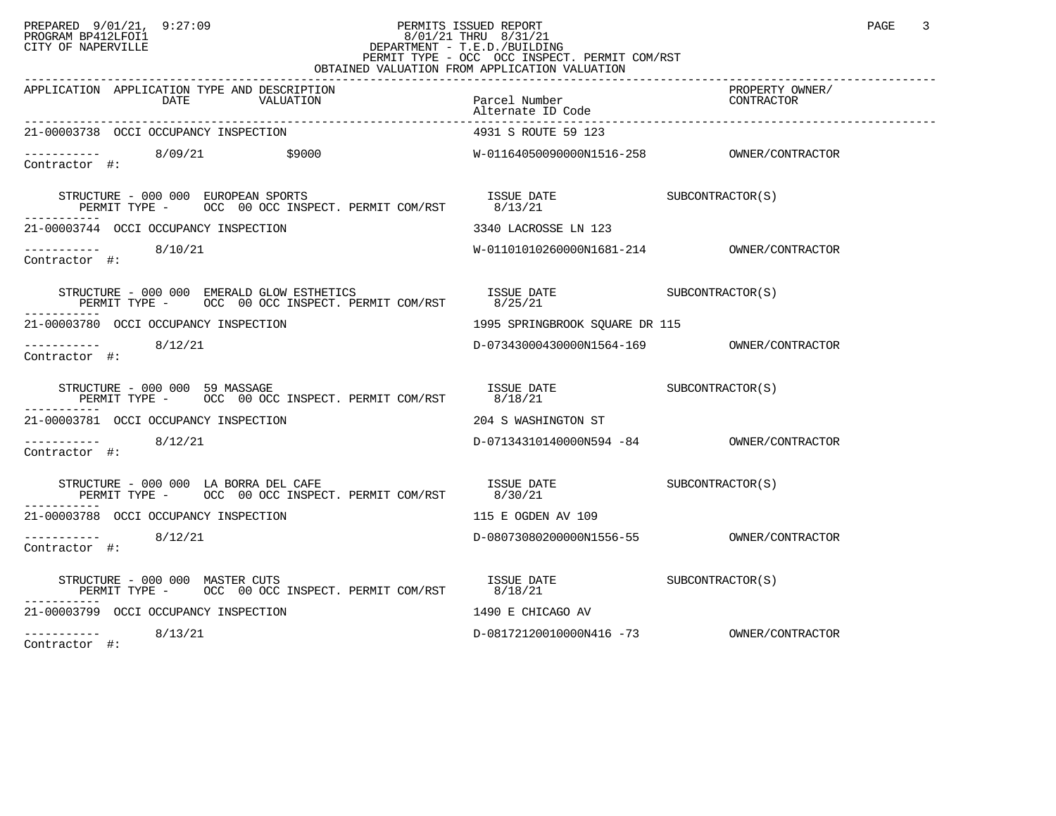PREPARED 9/01/21, 9:27:09 PERMITS ISSUED REPORT
PROGRAM BP412LFOI1 8/01/21 THRU 8/31/21
CITY OF NAPERVILLE DEPARTMENT - T.E.D./BUILDING
PERMIT TYPE - OCC OCC INSPECT. PERMIT COM/RST
OBTAINED VALUATION FROM APPLICATION VALUATION

| APPLICATION | APPLICATION TYPE AND DESCRIPTION DATE | VALUATION | Parcel Number / Alternate ID Code | PROPERTY OWNER/ CONTRACTOR |
|---|---|---|---|---|
| 21-00003738 | OCCI OCCUPANCY INSPECTION | | 4931 S ROUTE 59 123 | |
| ----------- Contractor #: | 8/09/21 | $9000 | W-01164050090000N1516-258 | OWNER/CONTRACTOR |
| | STRUCTURE - 000 000 EUROPEAN SPORTS PERMIT TYPE - OCC 00 OCC INSPECT. PERMIT COM/RST | | ISSUE DATE 8/13/21 | SUBCONTRACTOR(S) |
| 21-00003744 | OCCI OCCUPANCY INSPECTION | | 3340 LACROSSE LN 123 | |
| ----------- Contractor #: | 8/10/21 | | W-01101010260000N1681-214 | OWNER/CONTRACTOR |
| | STRUCTURE - 000 000 EMERALD GLOW ESTHETICS PERMIT TYPE - OCC 00 OCC INSPECT. PERMIT COM/RST | | ISSUE DATE 8/25/21 | SUBCONTRACTOR(S) |
| 21-00003780 | OCCI OCCUPANCY INSPECTION | | 1995 SPRINGBROOK SQUARE DR 115 | |
| ----------- Contractor #: | 8/12/21 | | D-07343000430000N1564-169 | OWNER/CONTRACTOR |
| | STRUCTURE - 000 000 59 MASSAGE PERMIT TYPE - OCC 00 OCC INSPECT. PERMIT COM/RST | | ISSUE DATE 8/18/21 | SUBCONTRACTOR(S) |
| 21-00003781 | OCCI OCCUPANCY INSPECTION | | 204 S WASHINGTON ST | |
| ----------- Contractor #: | 8/12/21 | | D-07134310140000N594 -84 | OWNER/CONTRACTOR |
| | STRUCTURE - 000 000 LA BORRA DEL CAFE PERMIT TYPE - OCC 00 OCC INSPECT. PERMIT COM/RST | | ISSUE DATE 8/30/21 | SUBCONTRACTOR(S) |
| 21-00003788 | OCCI OCCUPANCY INSPECTION | | 115 E OGDEN AV 109 | |
| ----------- Contractor #: | 8/12/21 | | D-08073080200000N1556-55 | OWNER/CONTRACTOR |
| | STRUCTURE - 000 000 MASTER CUTS PERMIT TYPE - OCC 00 OCC INSPECT. PERMIT COM/RST | | ISSUE DATE 8/18/21 | SUBCONTRACTOR(S) |
| 21-00003799 | OCCI OCCUPANCY INSPECTION | | 1490 E CHICAGO AV | |
| ----------- Contractor #: | 8/13/21 | | D-08172120010000N416 -73 | OWNER/CONTRACTOR |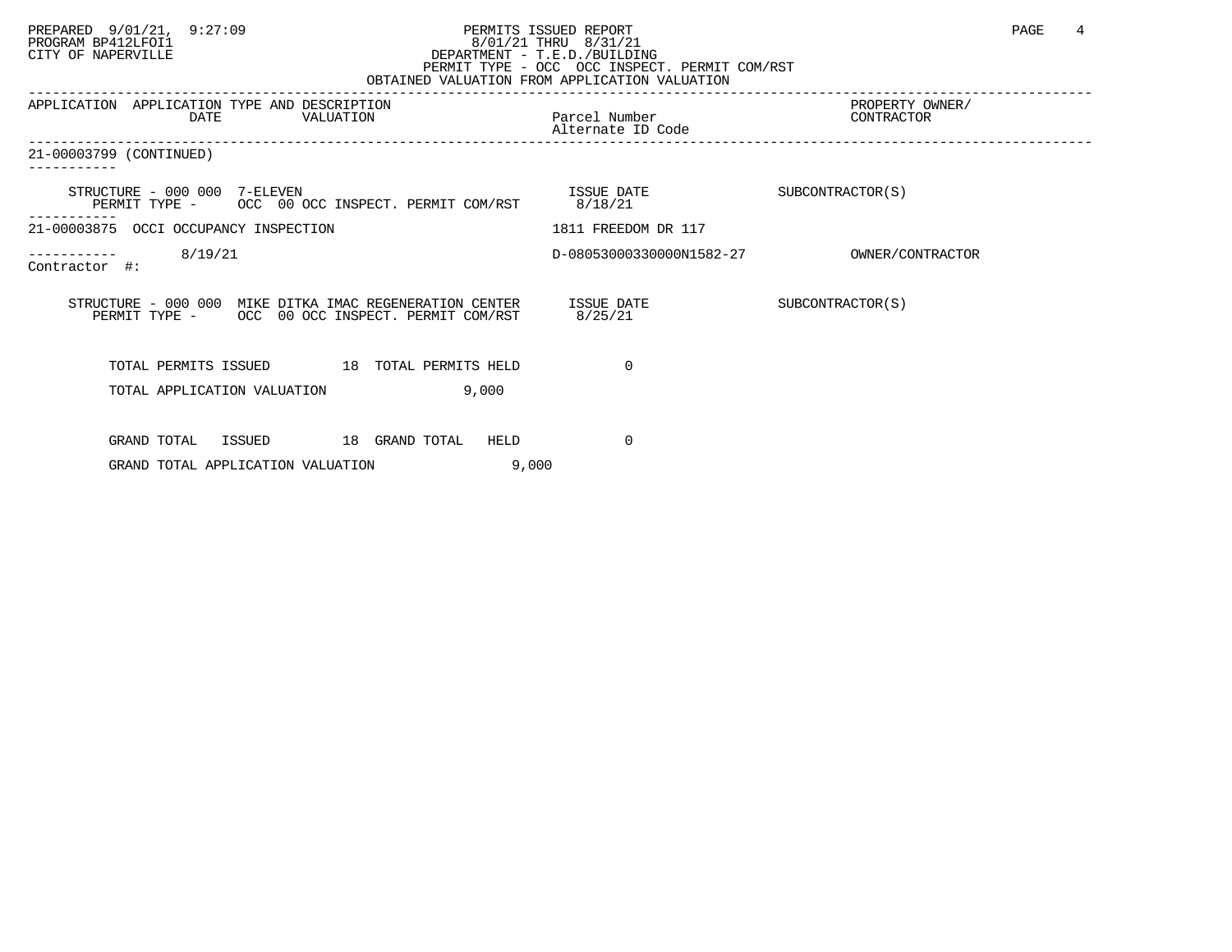PERMITS ISSUED REPORT
8/01/21 THRU 8/31/21
DEPARTMENT - T.E.D./BUILDING
PERMIT TYPE - OCC OCC INSPECT. PERMIT COM/RST
OBTAINED VALUATION FROM APPLICATION VALUATION

PREPARED 9/01/21, 9:27:09
PROGRAM BP412LFOI1
CITY OF NAPERVILLE

| APPLICATION | APPLICATION TYPE AND DESCRIPTION DATE VALUATION | Parcel Number Alternate ID Code | PROPERTY OWNER/ CONTRACTOR |
|---|---|---|---|
| 21-00003799 (CONTINUED) | | | |

STRUCTURE - 000 000 7-ELEVEN — ISSUE DATE 8/18/21 — SUBCONTRACTOR(S)
PERMIT TYPE - OCC 00 OCC INSPECT. PERMIT COM/RST

| APPLICATION | APPLICATION TYPE AND DESCRIPTION DATE VALUATION | Parcel Number Alternate ID Code | PROPERTY OWNER/ CONTRACTOR |
|---|---|---|---|
| 21-00003875 | OCCI OCCUPANCY INSPECTION | 1811 FREEDOM DR 117 | |
| | 8/19/21 | D-08053000330000N1582-27 | OWNER/CONTRACTOR |

Contractor #:

STRUCTURE - 000 000 MIKE DITKA IMAC REGENERATION CENTER — ISSUE DATE 8/25/21 — SUBCONTRACTOR(S)
PERMIT TYPE - OCC 00 OCC INSPECT. PERMIT COM/RST

TOTAL PERMITS ISSUED 18 TOTAL PERMITS HELD 0

TOTAL APPLICATION VALUATION 9,000

GRAND TOTAL ISSUED 18 GRAND TOTAL HELD 0

GRAND TOTAL APPLICATION VALUATION 9,000